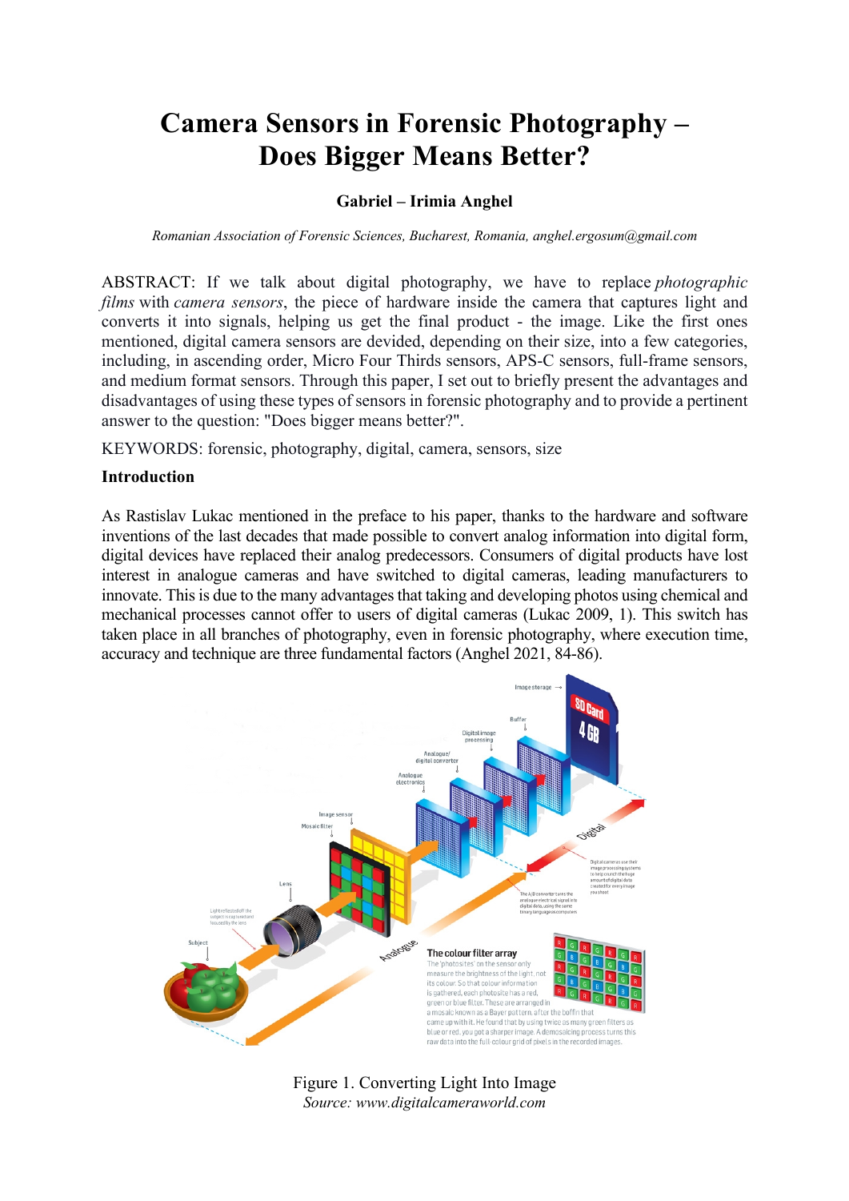# Camera Sensors in Forensic Photography – Does Bigger Means Better?

**Gabriel – Irimia Anghel**

*Romanian Association of Forensic Sciences, Bucharest, Romania, anghel.ergosum@gmail.com*

ABSTRACT: If we talk about digital photography, we have to replace *photographic films* with *camera sensors*, the piece of hardware inside the camera that captures light and converts it into signals, helping us get the final product - the image. Like the first ones mentioned, digital camera sensors are devided, depending on their size, into a few categories, including, in ascending order, Micro Four Thirds sensors, APS-C sensors, full-frame sensors, and medium format sensors. Through this paper, I set out to briefly present the advantages and disadvantages of using these types of sensors in forensic photography and to provide a pertinent answer to the question: "Does bigger means better?".

KEYWORDS: forensic, photography, digital, camera, sensors, size

## Introduction

As Rastislav Lukac mentioned in the preface to his paper, thanks to the hardware and software inventions of the last decades that made possible to convert analog information into digital form, digital devices have replaced their analog predecessors. Consumers of digital products have lost interest in analogue cameras and have switched to digital cameras, leading manufacturers to innovate. This is due to the many advantages that taking and developing photos using chemical and mechanical processes cannot offer to users of digital cameras (Lukac 2009, 1). This switch has taken place in all branches of photography, even in forensic photography, where execution time, accuracy and technique are three fundamental factors (Anghel 2021, 84-86).

Figure 1. Converting Light Into Image
*Source: www.digitalcameraworld.com*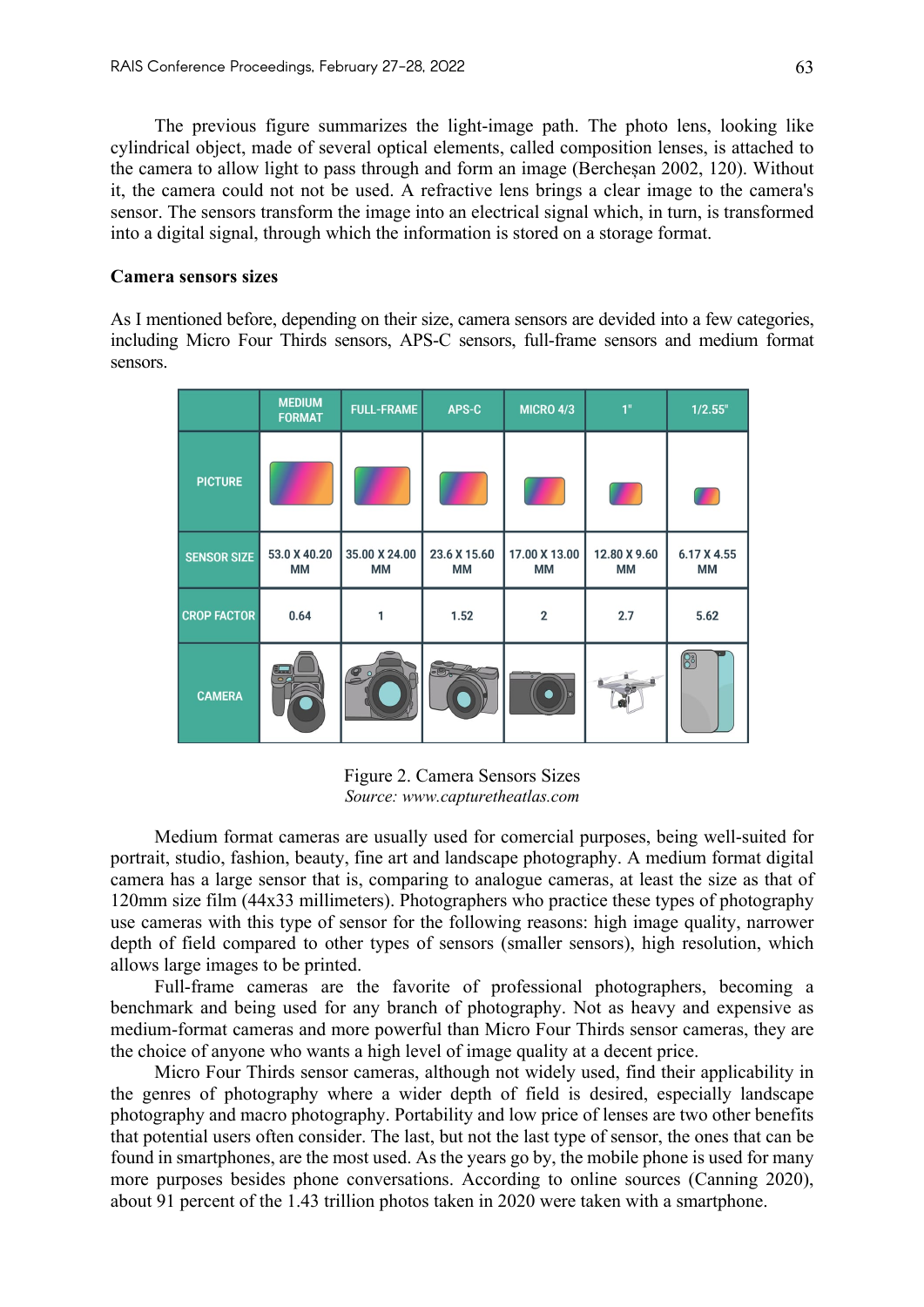The previous figure summarizes the light-image path. The photo lens, looking like cylindrical object, made of several optical elements, called composition lenses, is attached to the camera to allow light to pass through and form an image (Bercheșan 2002, 120). Without it, the camera could not not be used. A refractive lens brings a clear image to the camera's sensor. The sensors transform the image into an electrical signal which, in turn, is transformed into a digital signal, through which the information is stored on a storage format.

**Camera sensors sizes**

As I mentioned before, depending on their size, camera sensors are devided into a few categories, including Micro Four Thirds sensors, APS-C sensors, full-frame sensors and medium format sensors.

| | MEDIUM FORMAT | FULL-FRAME | APS-C | MICRO 4/3 | 1" | 1/2.55" |
|---|---|---|---|---|---|---|
| PICTURE | | | | | | |
| SENSOR SIZE | 53.0 X 40.20 MM | 35.00 X 24.00 MM | 23.6 X 15.60 MM | 17.00 X 13.00 MM | 12.80 X 9.60 MM | 6.17 X 4.55 MM |
| CROP FACTOR | 0.64 | 1 | 1.52 | 2 | 2.7 | 5.62 |
| CAMERA | | | | | | |

Figure 2. Camera Sensors Sizes
*Source: www.capturetheatlas.com*

Medium format cameras are usually used for comercial purposes, being well-suited for portrait, studio, fashion, beauty, fine art and landscape photography. A medium format digital camera has a large sensor that is, comparing to analogue cameras, at least the size as that of 120mm size film (44x33 millimeters). Photographers who practice these types of photography use cameras with this type of sensor for the following reasons: high image quality, narrower depth of field compared to other types of sensors (smaller sensors), high resolution, which allows large images to be printed.

Full-frame cameras are the favorite of professional photographers, becoming a benchmark and being used for any branch of photography. Not as heavy and expensive as medium-format cameras and more powerful than Micro Four Thirds sensor cameras, they are the choice of anyone who wants a high level of image quality at a decent price.

Micro Four Thirds sensor cameras, although not widely used, find their applicability in the genres of photography where a wider depth of field is desired, especially landscape photography and macro photography. Portability and low price of lenses are two other benefits that potential users often consider. The last, but not the last type of sensor, the ones that can be found in smartphones, are the most used. As the years go by, the mobile phone is used for many more purposes besides phone conversations. According to online sources (Canning 2020), about 91 percent of the 1.43 trillion photos taken in 2020 were taken with a smartphone.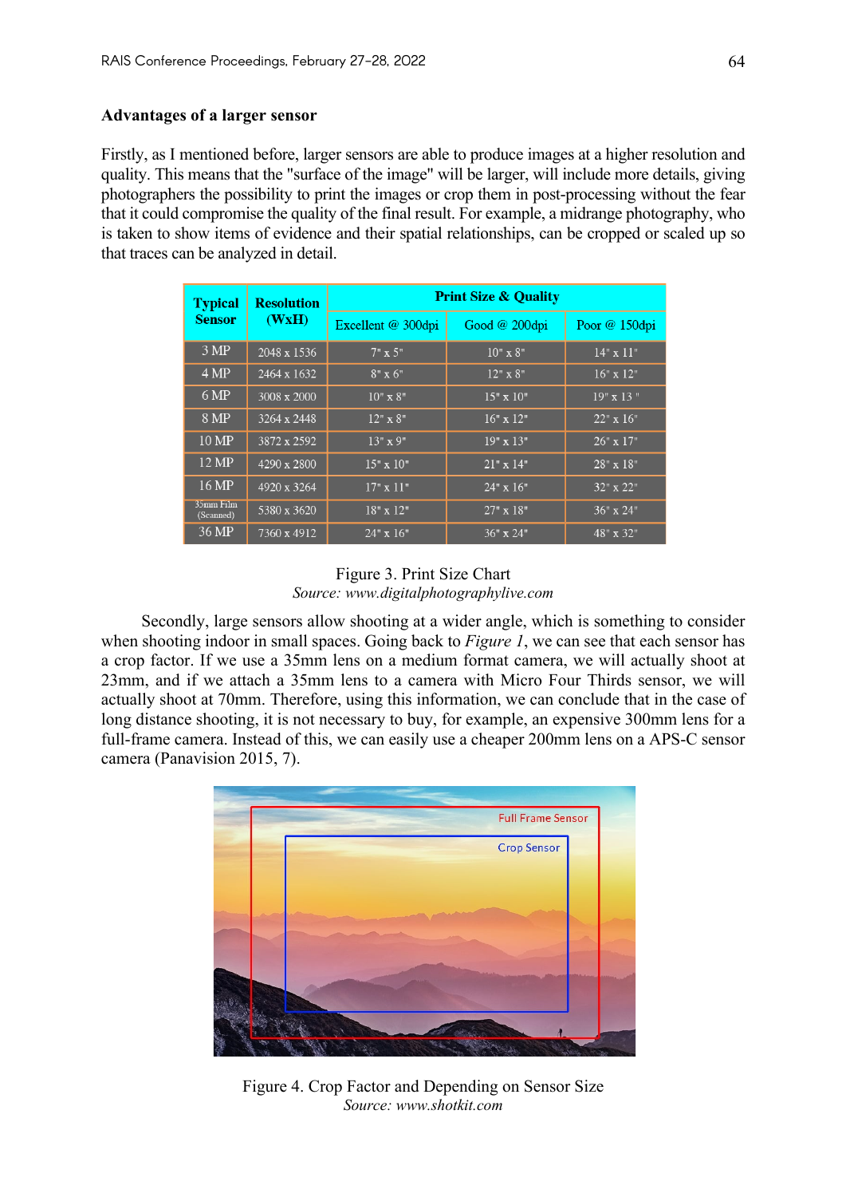### Advantages of a larger sensor

Firstly, as I mentioned before, larger sensors are able to produce images at a higher resolution and quality. This means that the "surface of the image" will be larger, will include more details, giving photographers the possibility to print the images or crop them in post-processing without the fear that it could compromise the quality of the final result. For example, a midrange photography, who is taken to show items of evidence and their spatial relationships, can be cropped or scaled up so that traces can be analyzed in detail.

| Typical Sensor | Resolution (WxH) | Print Size & Quality | | |
|---|---|---|---|---|
| | | Excellent @ 300dpi | Good @ 200dpi | Poor @ 150dpi |
| 3 MP | 2048 x 1536 | 7" x 5" | 10" x 8" | 14" x 11" |
| 4 MP | 2464 x 1632 | 8" x 6" | 12" x 8" | 16" x 12" |
| 6 MP | 3008 x 2000 | 10" x 8" | 15" x 10" | 19" x 13 " |
| 8 MP | 3264 x 2448 | 12" x 8" | 16" x 12" | 22" x 16" |
| 10 MP | 3872 x 2592 | 13" x 9" | 19" x 13" | 26" x 17" |
| 12 MP | 4290 x 2800 | 15" x 10" | 21" x 14" | 28" x 18" |
| 16 MP | 4920 x 3264 | 17" x 11" | 24" x 16" | 32" x 22" |
| 35mm Film (Scanned) | 5380 x 3620 | 18" x 12" | 27" x 18" | 36" x 24" |
| 36 MP | 7360 x 4912 | 24" x 16" | 36" x 24" | 48" x 32" |

Figure 3. Print Size Chart
*Source: www.digitalphotographylive.com*

Secondly, large sensors allow shooting at a wider angle, which is something to consider when shooting indoor in small spaces. Going back to *Figure 1*, we can see that each sensor has a crop factor. If we use a 35mm lens on a medium format camera, we will actually shoot at 23mm, and if we attach a 35mm lens to a camera with Micro Four Thirds sensor, we will actually shoot at 70mm. Therefore, using this information, we can conclude that in the case of long distance shooting, it is not necessary to buy, for example, an expensive 300mm lens for a full-frame camera. Instead of this, we can easily use a cheaper 200mm lens on a APS-C sensor camera (Panavision 2015, 7).

Figure 4. Crop Factor and Depending on Sensor Size
*Source: www.shotkit.com*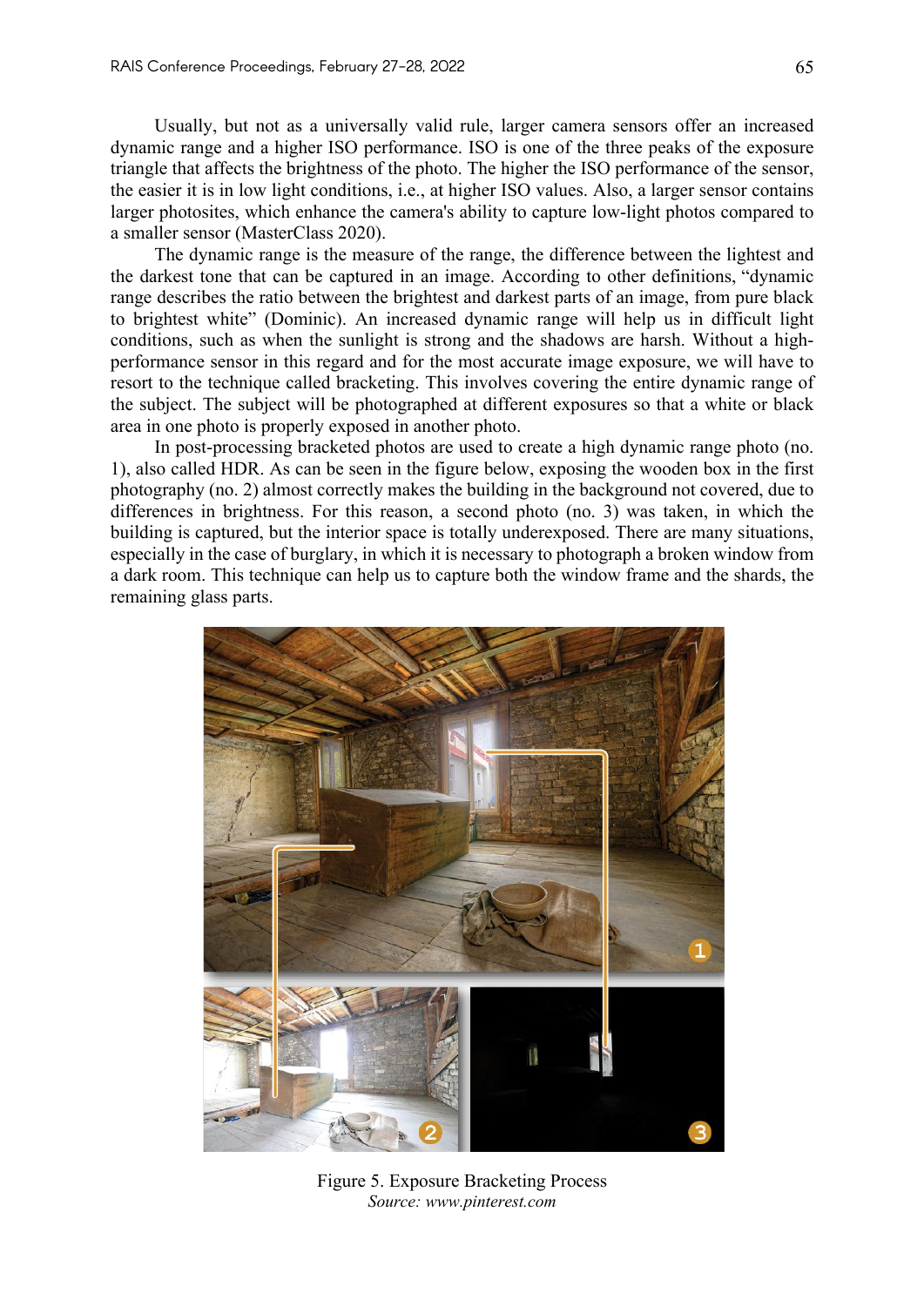Usually, but not as a universally valid rule, larger camera sensors offer an increased dynamic range and a higher ISO performance. ISO is one of the three peaks of the exposure triangle that affects the brightness of the photo. The higher the ISO performance of the sensor, the easier it is in low light conditions, i.e., at higher ISO values. Also, a larger sensor contains larger photosites, which enhance the camera's ability to capture low-light photos compared to a smaller sensor (MasterClass 2020).

The dynamic range is the measure of the range, the difference between the lightest and the darkest tone that can be captured in an image. According to other definitions, "dynamic range describes the ratio between the brightest and darkest parts of an image, from pure black to brightest white" (Dominic). An increased dynamic range will help us in difficult light conditions, such as when the sunlight is strong and the shadows are harsh. Without a high-performance sensor in this regard and for the most accurate image exposure, we will have to resort to the technique called bracketing. This involves covering the entire dynamic range of the subject. The subject will be photographed at different exposures so that a white or black area in one photo is properly exposed in another photo.

In post-processing bracketed photos are used to create a high dynamic range photo (no. 1), also called HDR. As can be seen in the figure below, exposing the wooden box in the first photography (no. 2) almost correctly makes the building in the background not covered, due to differences in brightness. For this reason, a second photo (no. 3) was taken, in which the building is captured, but the interior space is totally underexposed. There are many situations, especially in the case of burglary, in which it is necessary to photograph a broken window from a dark room. This technique can help us to capture both the window frame and the shards, the remaining glass parts.

Figure 5. Exposure Bracketing Process
*Source: www.pinterest.com*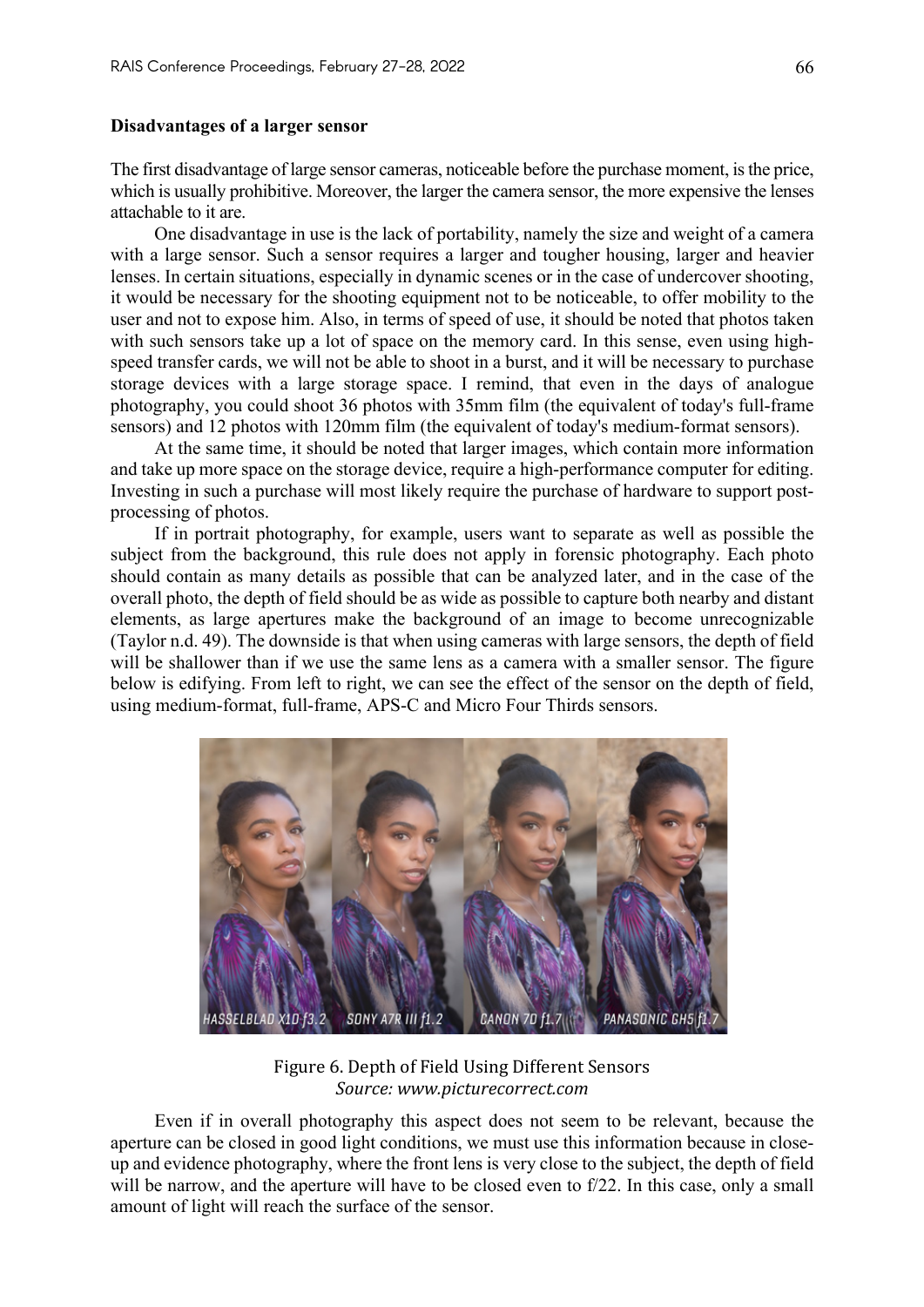**Disadvantages of a larger sensor**

The first disadvantage of large sensor cameras, noticeable before the purchase moment, is the price, which is usually prohibitive. Moreover, the larger the camera sensor, the more expensive the lenses attachable to it are.

One disadvantage in use is the lack of portability, namely the size and weight of a camera with a large sensor. Such a sensor requires a larger and tougher housing, larger and heavier lenses. In certain situations, especially in dynamic scenes or in the case of undercover shooting, it would be necessary for the shooting equipment not to be noticeable, to offer mobility to the user and not to expose him. Also, in terms of speed of use, it should be noted that photos taken with such sensors take up a lot of space on the memory card. In this sense, even using high-speed transfer cards, we will not be able to shoot in a burst, and it will be necessary to purchase storage devices with a large storage space. I remind, that even in the days of analogue photography, you could shoot 36 photos with 35mm film (the equivalent of today's full-frame sensors) and 12 photos with 120mm film (the equivalent of today's medium-format sensors).

At the same time, it should be noted that larger images, which contain more information and take up more space on the storage device, require a high-performance computer for editing. Investing in such a purchase will most likely require the purchase of hardware to support post-processing of photos.

If in portrait photography, for example, users want to separate as well as possible the subject from the background, this rule does not apply in forensic photography. Each photo should contain as many details as possible that can be analyzed later, and in the case of the overall photo, the depth of field should be as wide as possible to capture both nearby and distant elements, as large apertures make the background of an image to become unrecognizable (Taylor n.d. 49). The downside is that when using cameras with large sensors, the depth of field will be shallower than if we use the same lens as a camera with a smaller sensor. The figure below is edifying. From left to right, we can see the effect of the sensor on the depth of field, using medium-format, full-frame, APS-C and Micro Four Thirds sensors.

Figure 6. Depth of Field Using Different Sensors
*Source: www.picturecorrect.com*

Even if in overall photography this aspect does not seem to be relevant, because the aperture can be closed in good light conditions, we must use this information because in close-up and evidence photography, where the front lens is very close to the subject, the depth of field will be narrow, and the aperture will have to be closed even to f/22. In this case, only a small amount of light will reach the surface of the sensor.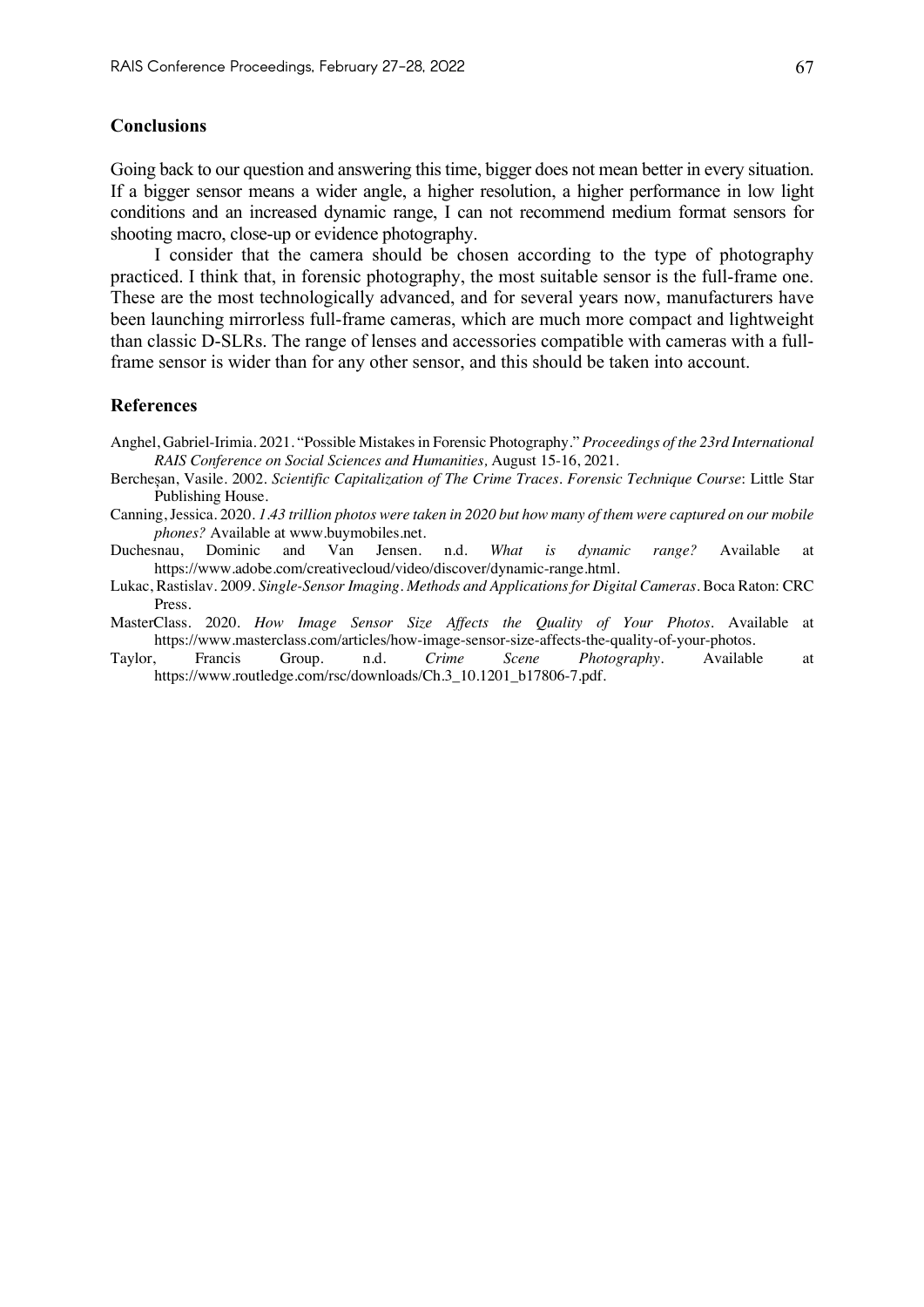## Conclusions

Going back to our question and answering this time, bigger does not mean better in every situation. If a bigger sensor means a wider angle, a higher resolution, a higher performance in low light conditions and an increased dynamic range, I can not recommend medium format sensors for shooting macro, close-up or evidence photography.

I consider that the camera should be chosen according to the type of photography practiced. I think that, in forensic photography, the most suitable sensor is the full-frame one. These are the most technologically advanced, and for several years now, manufacturers have been launching mirrorless full-frame cameras, which are much more compact and lightweight than classic D-SLRs. The range of lenses and accessories compatible with cameras with a full-frame sensor is wider than for any other sensor, and this should be taken into account.

## References

Anghel, Gabriel-Irimia. 2021. "Possible Mistakes in Forensic Photography." *Proceedings of the 23rd International RAIS Conference on Social Sciences and Humanities*, August 15-16, 2021.

Bercheșan, Vasile. 2002. *Scientific Capitalization of The Crime Traces. Forensic Technique Course*: Little Star Publishing House.

Canning, Jessica. 2020. *1.43 trillion photos were taken in 2020 but how many of them were captured on our mobile phones?* Available at www.buymobiles.net.

Duchesnau, Dominic and Van Jensen. n.d. *What is dynamic range?* Available at https://www.adobe.com/creativecloud/video/discover/dynamic-range.html.

Lukac, Rastislav. 2009. *Single-Sensor Imaging. Methods and Applications for Digital Cameras*. Boca Raton: CRC Press.

MasterClass. 2020. *How Image Sensor Size Affects the Quality of Your Photos*. Available at https://www.masterclass.com/articles/how-image-sensor-size-affects-the-quality-of-your-photos.

Taylor, Francis Group. n.d. *Crime Scene Photography*. Available at https://www.routledge.com/rsc/downloads/Ch.3_10.1201_b17806-7.pdf.